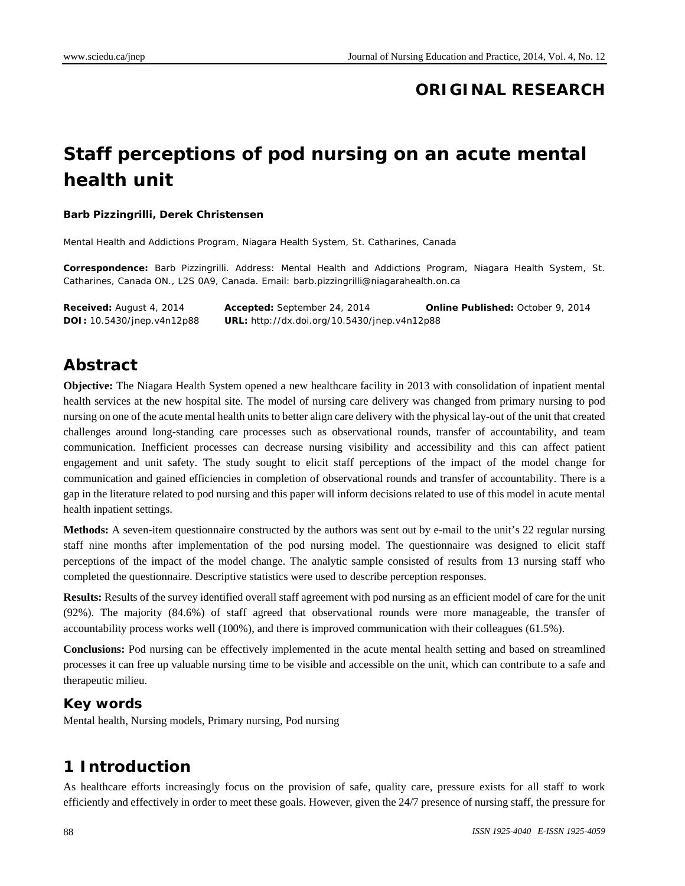**ORIGINAL RESEARCH**

# Staff perceptions of pod nursing on an acute mental health unit

**Barb Pizzingrilli, Derek Christensen**

Mental Health and Addictions Program, Niagara Health System, St. Catharines, Canada

**Correspondence:** Barb Pizzingrilli. Address: Mental Health and Addictions Program, Niagara Health System, St. Catharines, Canada ON., L2S 0A9, Canada. Email: barb.pizzingrilli@niagarahealth.on.ca

**Received:** August 4, 2014 **Accepted:** September 24, 2014 **Online Published:** October 9, 2014
**DOI:** 10.5430/jnep.v4n12p88 **URL:** http://dx.doi.org/10.5430/jnep.v4n12p88

## Abstract

**Objective:** The Niagara Health System opened a new healthcare facility in 2013 with consolidation of inpatient mental health services at the new hospital site. The model of nursing care delivery was changed from primary nursing to pod nursing on one of the acute mental health units to better align care delivery with the physical lay-out of the unit that created challenges around long-standing care processes such as observational rounds, transfer of accountability, and team communication. Inefficient processes can decrease nursing visibility and accessibility and this can affect patient engagement and unit safety. The study sought to elicit staff perceptions of the impact of the model change for communication and gained efficiencies in completion of observational rounds and transfer of accountability. There is a gap in the literature related to pod nursing and this paper will inform decisions related to use of this model in acute mental health inpatient settings.

**Methods:** A seven-item questionnaire constructed by the authors was sent out by e-mail to the unit's 22 regular nursing staff nine months after implementation of the pod nursing model. The questionnaire was designed to elicit staff perceptions of the impact of the model change. The analytic sample consisted of results from 13 nursing staff who completed the questionnaire. Descriptive statistics were used to describe perception responses.

**Results:** Results of the survey identified overall staff agreement with pod nursing as an efficient model of care for the unit (92%). The majority (84.6%) of staff agreed that observational rounds were more manageable, the transfer of accountability process works well (100%), and there is improved communication with their colleagues (61.5%).

**Conclusions:** Pod nursing can be effectively implemented in the acute mental health setting and based on streamlined processes it can free up valuable nursing time to be visible and accessible on the unit, which can contribute to a safe and therapeutic milieu.

### Key words

Mental health, Nursing models, Primary nursing, Pod nursing

## 1 Introduction

As healthcare efforts increasingly focus on the provision of safe, quality care, pressure exists for all staff to work efficiently and effectively in order to meet these goals. However, given the 24/7 presence of nursing staff, the pressure for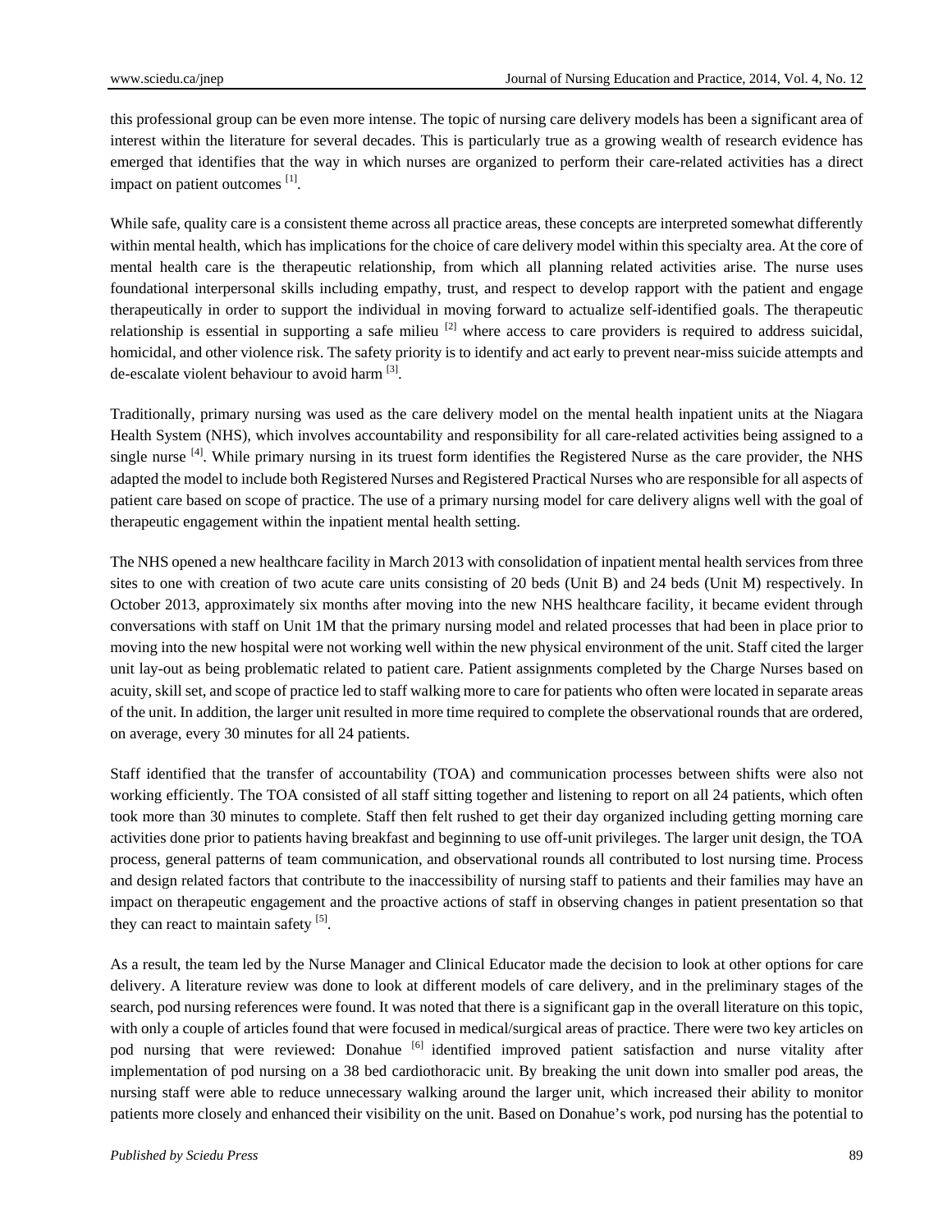this professional group can be even more intense. The topic of nursing care delivery models has been a significant area of interest within the literature for several decades. This is particularly true as a growing wealth of research evidence has emerged that identifies that the way in which nurses are organized to perform their care-related activities has a direct impact on patient outcomes [1].

While safe, quality care is a consistent theme across all practice areas, these concepts are interpreted somewhat differently within mental health, which has implications for the choice of care delivery model within this specialty area. At the core of mental health care is the therapeutic relationship, from which all planning related activities arise. The nurse uses foundational interpersonal skills including empathy, trust, and respect to develop rapport with the patient and engage therapeutically in order to support the individual in moving forward to actualize self-identified goals. The therapeutic relationship is essential in supporting a safe milieu [2] where access to care providers is required to address suicidal, homicidal, and other violence risk. The safety priority is to identify and act early to prevent near-miss suicide attempts and de-escalate violent behaviour to avoid harm [3].

Traditionally, primary nursing was used as the care delivery model on the mental health inpatient units at the Niagara Health System (NHS), which involves accountability and responsibility for all care-related activities being assigned to a single nurse [4]. While primary nursing in its truest form identifies the Registered Nurse as the care provider, the NHS adapted the model to include both Registered Nurses and Registered Practical Nurses who are responsible for all aspects of patient care based on scope of practice. The use of a primary nursing model for care delivery aligns well with the goal of therapeutic engagement within the inpatient mental health setting.

The NHS opened a new healthcare facility in March 2013 with consolidation of inpatient mental health services from three sites to one with creation of two acute care units consisting of 20 beds (Unit B) and 24 beds (Unit M) respectively. In October 2013, approximately six months after moving into the new NHS healthcare facility, it became evident through conversations with staff on Unit 1M that the primary nursing model and related processes that had been in place prior to moving into the new hospital were not working well within the new physical environment of the unit. Staff cited the larger unit lay-out as being problematic related to patient care. Patient assignments completed by the Charge Nurses based on acuity, skill set, and scope of practice led to staff walking more to care for patients who often were located in separate areas of the unit. In addition, the larger unit resulted in more time required to complete the observational rounds that are ordered, on average, every 30 minutes for all 24 patients.

Staff identified that the transfer of accountability (TOA) and communication processes between shifts were also not working efficiently. The TOA consisted of all staff sitting together and listening to report on all 24 patients, which often took more than 30 minutes to complete. Staff then felt rushed to get their day organized including getting morning care activities done prior to patients having breakfast and beginning to use off-unit privileges. The larger unit design, the TOA process, general patterns of team communication, and observational rounds all contributed to lost nursing time. Process and design related factors that contribute to the inaccessibility of nursing staff to patients and their families may have an impact on therapeutic engagement and the proactive actions of staff in observing changes in patient presentation so that they can react to maintain safety [5].

As a result, the team led by the Nurse Manager and Clinical Educator made the decision to look at other options for care delivery. A literature review was done to look at different models of care delivery, and in the preliminary stages of the search, pod nursing references were found. It was noted that there is a significant gap in the overall literature on this topic, with only a couple of articles found that were focused in medical/surgical areas of practice. There were two key articles on pod nursing that were reviewed: Donahue [6] identified improved patient satisfaction and nurse vitality after implementation of pod nursing on a 38 bed cardiothoracic unit. By breaking the unit down into smaller pod areas, the nursing staff were able to reduce unnecessary walking around the larger unit, which increased their ability to monitor patients more closely and enhanced their visibility on the unit. Based on Donahue's work, pod nursing has the potential to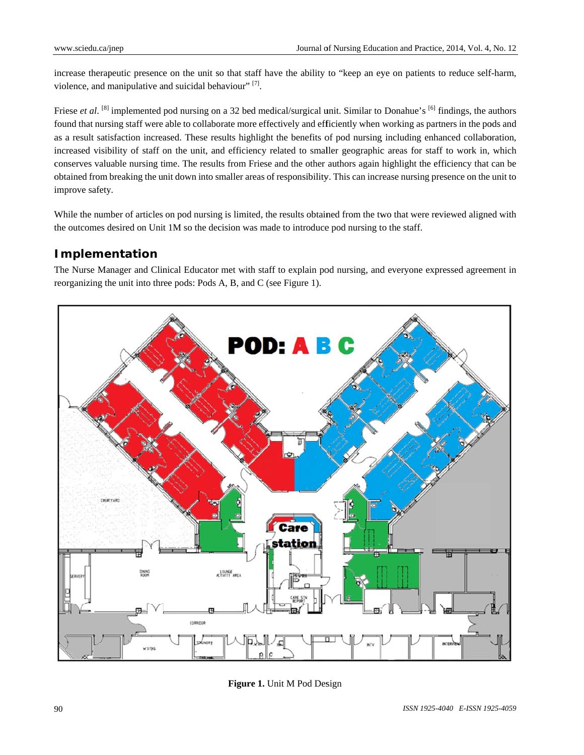increase therapeutic presence on the unit so that staff have the ability to "keep an eye on patients to reduce self-harm, violence, and manipulative and suicidal behaviour" [7].

Friese *et al*. [8] implemented pod nursing on a 32 bed medical/surgical unit. Similar to Donahue's [6] findings, the authors found that nursing staff were able to collaborate more effectively and efficiently when working as partners in the pods and as a result satisfaction increased. These results highlight the benefits of pod nursing including enhanced collaboration, increased visibility of staff on the unit, and efficiency related to smaller geographic areas for staff to work in, which conserves valuable nursing time. The results from Friese and the other authors again highlight the efficiency that can be obtained from breaking the unit down into smaller areas of responsibility. This can increase nursing presence on the unit to improve safety.

While the number of articles on pod nursing is limited, the results obtained from the two that were reviewed aligned with the outcomes desired on Unit 1M so the decision was made to introduce pod nursing to the staff.

## Implementation

The Nurse Manager and Clinical Educator met with staff to explain pod nursing, and everyone expressed agreement in reorganizing the unit into three pods: Pods A, B, and C (see Figure 1).

**Figure 1.** Unit M Pod Design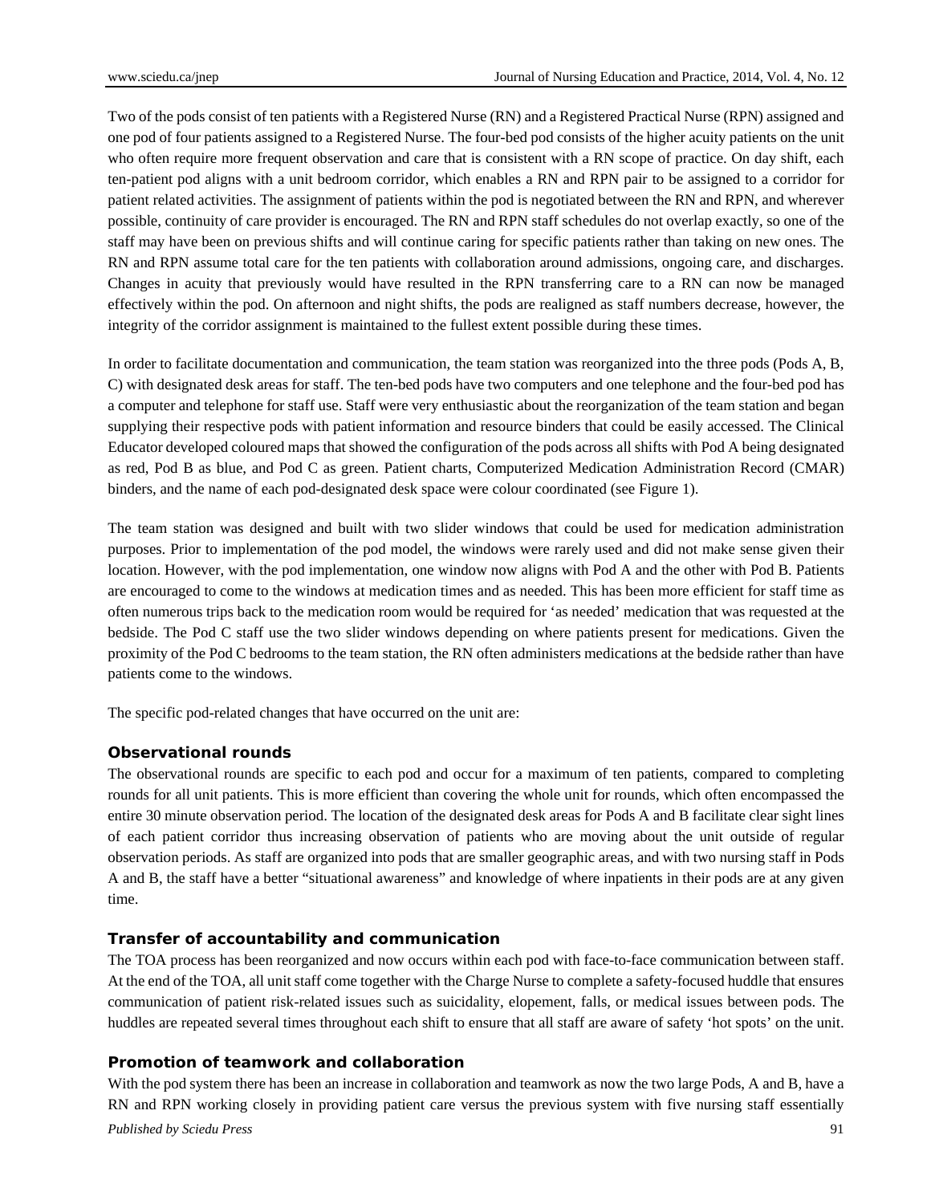Two of the pods consist of ten patients with a Registered Nurse (RN) and a Registered Practical Nurse (RPN) assigned and one pod of four patients assigned to a Registered Nurse. The four-bed pod consists of the higher acuity patients on the unit who often require more frequent observation and care that is consistent with a RN scope of practice. On day shift, each ten-patient pod aligns with a unit bedroom corridor, which enables a RN and RPN pair to be assigned to a corridor for patient related activities. The assignment of patients within the pod is negotiated between the RN and RPN, and wherever possible, continuity of care provider is encouraged. The RN and RPN staff schedules do not overlap exactly, so one of the staff may have been on previous shifts and will continue caring for specific patients rather than taking on new ones. The RN and RPN assume total care for the ten patients with collaboration around admissions, ongoing care, and discharges. Changes in acuity that previously would have resulted in the RPN transferring care to a RN can now be managed effectively within the pod. On afternoon and night shifts, the pods are realigned as staff numbers decrease, however, the integrity of the corridor assignment is maintained to the fullest extent possible during these times.

In order to facilitate documentation and communication, the team station was reorganized into the three pods (Pods A, B, C) with designated desk areas for staff. The ten-bed pods have two computers and one telephone and the four-bed pod has a computer and telephone for staff use. Staff were very enthusiastic about the reorganization of the team station and began supplying their respective pods with patient information and resource binders that could be easily accessed. The Clinical Educator developed coloured maps that showed the configuration of the pods across all shifts with Pod A being designated as red, Pod B as blue, and Pod C as green. Patient charts, Computerized Medication Administration Record (CMAR) binders, and the name of each pod-designated desk space were colour coordinated (see Figure 1).

The team station was designed and built with two slider windows that could be used for medication administration purposes. Prior to implementation of the pod model, the windows were rarely used and did not make sense given their location. However, with the pod implementation, one window now aligns with Pod A and the other with Pod B. Patients are encouraged to come to the windows at medication times and as needed. This has been more efficient for staff time as often numerous trips back to the medication room would be required for 'as needed' medication that was requested at the bedside. The Pod C staff use the two slider windows depending on where patients present for medications. Given the proximity of the Pod C bedrooms to the team station, the RN often administers medications at the bedside rather than have patients come to the windows.

The specific pod-related changes that have occurred on the unit are:

### Observational rounds

The observational rounds are specific to each pod and occur for a maximum of ten patients, compared to completing rounds for all unit patients. This is more efficient than covering the whole unit for rounds, which often encompassed the entire 30 minute observation period. The location of the designated desk areas for Pods A and B facilitate clear sight lines of each patient corridor thus increasing observation of patients who are moving about the unit outside of regular observation periods. As staff are organized into pods that are smaller geographic areas, and with two nursing staff in Pods A and B, the staff have a better "situational awareness" and knowledge of where inpatients in their pods are at any given time.

### Transfer of accountability and communication

The TOA process has been reorganized and now occurs within each pod with face-to-face communication between staff. At the end of the TOA, all unit staff come together with the Charge Nurse to complete a safety-focused huddle that ensures communication of patient risk-related issues such as suicidality, elopement, falls, or medical issues between pods. The huddles are repeated several times throughout each shift to ensure that all staff are aware of safety 'hot spots' on the unit.

### Promotion of teamwork and collaboration

With the pod system there has been an increase in collaboration and teamwork as now the two large Pods, A and B, have a RN and RPN working closely in providing patient care versus the previous system with five nursing staff essentially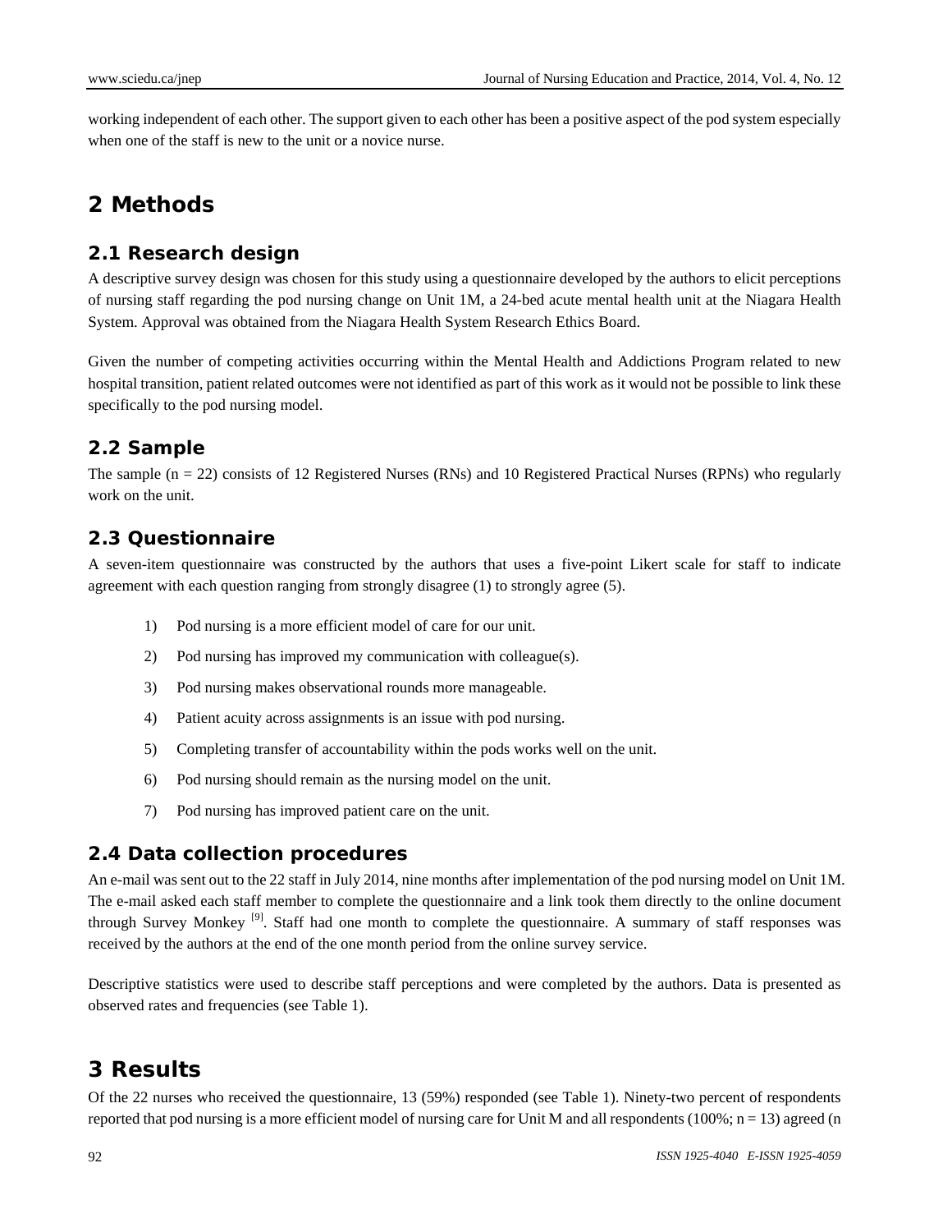working independent of each other. The support given to each other has been a positive aspect of the pod system especially when one of the staff is new to the unit or a novice nurse.

# 2 Methods

## 2.1 Research design

A descriptive survey design was chosen for this study using a questionnaire developed by the authors to elicit perceptions of nursing staff regarding the pod nursing change on Unit 1M, a 24-bed acute mental health unit at the Niagara Health System. Approval was obtained from the Niagara Health System Research Ethics Board.

Given the number of competing activities occurring within the Mental Health and Addictions Program related to new hospital transition, patient related outcomes were not identified as part of this work as it would not be possible to link these specifically to the pod nursing model.

## 2.2 Sample

The sample (n = 22) consists of 12 Registered Nurses (RNs) and 10 Registered Practical Nurses (RPNs) who regularly work on the unit.

## 2.3 Questionnaire

A seven-item questionnaire was constructed by the authors that uses a five-point Likert scale for staff to indicate agreement with each question ranging from strongly disagree (1) to strongly agree (5).

1) Pod nursing is a more efficient model of care for our unit.
2) Pod nursing has improved my communication with colleague(s).
3) Pod nursing makes observational rounds more manageable.
4) Patient acuity across assignments is an issue with pod nursing.
5) Completing transfer of accountability within the pods works well on the unit.
6) Pod nursing should remain as the nursing model on the unit.
7) Pod nursing has improved patient care on the unit.

## 2.4 Data collection procedures

An e-mail was sent out to the 22 staff in July 2014, nine months after implementation of the pod nursing model on Unit 1M. The e-mail asked each staff member to complete the questionnaire and a link took them directly to the online document through Survey Monkey [9]. Staff had one month to complete the questionnaire. A summary of staff responses was received by the authors at the end of the one month period from the online survey service.

Descriptive statistics were used to describe staff perceptions and were completed by the authors. Data is presented as observed rates and frequencies (see Table 1).

# 3 Results

Of the 22 nurses who received the questionnaire, 13 (59%) responded (see Table 1). Ninety-two percent of respondents reported that pod nursing is a more efficient model of nursing care for Unit M and all respondents (100%; n = 13) agreed (n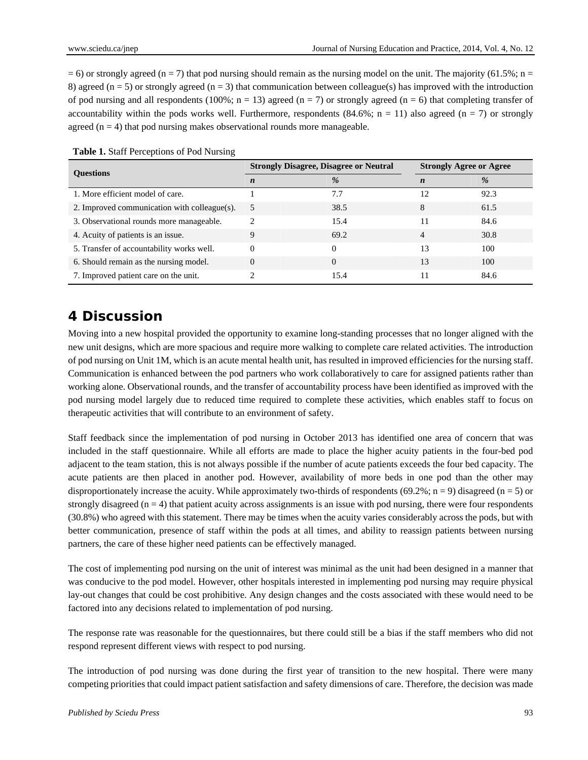= 6) or strongly agreed (n = 7) that pod nursing should remain as the nursing model on the unit. The majority (61.5%; n = 8) agreed (n = 5) or strongly agreed (n = 3) that communication between colleague(s) has improved with the introduction of pod nursing and all respondents (100%; n = 13) agreed (n = 7) or strongly agreed (n = 6) that completing transfer of accountability within the pods works well. Furthermore, respondents (84.6%; n = 11) also agreed (n = 7) or strongly agreed (n = 4) that pod nursing makes observational rounds more manageable.

**Table 1.** Staff Perceptions of Pod Nursing

| Questions | Strongly Disagree, Disagree or Neutral | | Strongly Agree or Agree | |
|---|---|---|---|---|
| | ***n*** | ***%*** | ***n*** | ***%*** |
| 1. More efficient model of care. | 1 | 7.7 | 12 | 92.3 |
| 2. Improved communication with colleague(s). | 5 | 38.5 | 8 | 61.5 |
| 3. Observational rounds more manageable. | 2 | 15.4 | 11 | 84.6 |
| 4. Acuity of patients is an issue. | 9 | 69.2 | 4 | 30.8 |
| 5. Transfer of accountability works well. | 0 | 0 | 13 | 100 |
| 6. Should remain as the nursing model. | 0 | 0 | 13 | 100 |
| 7. Improved patient care on the unit. | 2 | 15.4 | 11 | 84.6 |

# 4 Discussion

Moving into a new hospital provided the opportunity to examine long-standing processes that no longer aligned with the new unit designs, which are more spacious and require more walking to complete care related activities. The introduction of pod nursing on Unit 1M, which is an acute mental health unit, has resulted in improved efficiencies for the nursing staff. Communication is enhanced between the pod partners who work collaboratively to care for assigned patients rather than working alone. Observational rounds, and the transfer of accountability process have been identified as improved with the pod nursing model largely due to reduced time required to complete these activities, which enables staff to focus on therapeutic activities that will contribute to an environment of safety.

Staff feedback since the implementation of pod nursing in October 2013 has identified one area of concern that was included in the staff questionnaire. While all efforts are made to place the higher acuity patients in the four-bed pod adjacent to the team station, this is not always possible if the number of acute patients exceeds the four bed capacity. The acute patients are then placed in another pod. However, availability of more beds in one pod than the other may disproportionately increase the acuity. While approximately two-thirds of respondents (69.2%; n = 9) disagreed (n = 5) or strongly disagreed (n = 4) that patient acuity across assignments is an issue with pod nursing, there were four respondents (30.8%) who agreed with this statement. There may be times when the acuity varies considerably across the pods, but with better communication, presence of staff within the pods at all times, and ability to reassign patients between nursing partners, the care of these higher need patients can be effectively managed.

The cost of implementing pod nursing on the unit of interest was minimal as the unit had been designed in a manner that was conducive to the pod model. However, other hospitals interested in implementing pod nursing may require physical lay-out changes that could be cost prohibitive. Any design changes and the costs associated with these would need to be factored into any decisions related to implementation of pod nursing.

The response rate was reasonable for the questionnaires, but there could still be a bias if the staff members who did not respond represent different views with respect to pod nursing.

The introduction of pod nursing was done during the first year of transition to the new hospital. There were many competing priorities that could impact patient satisfaction and safety dimensions of care. Therefore, the decision was made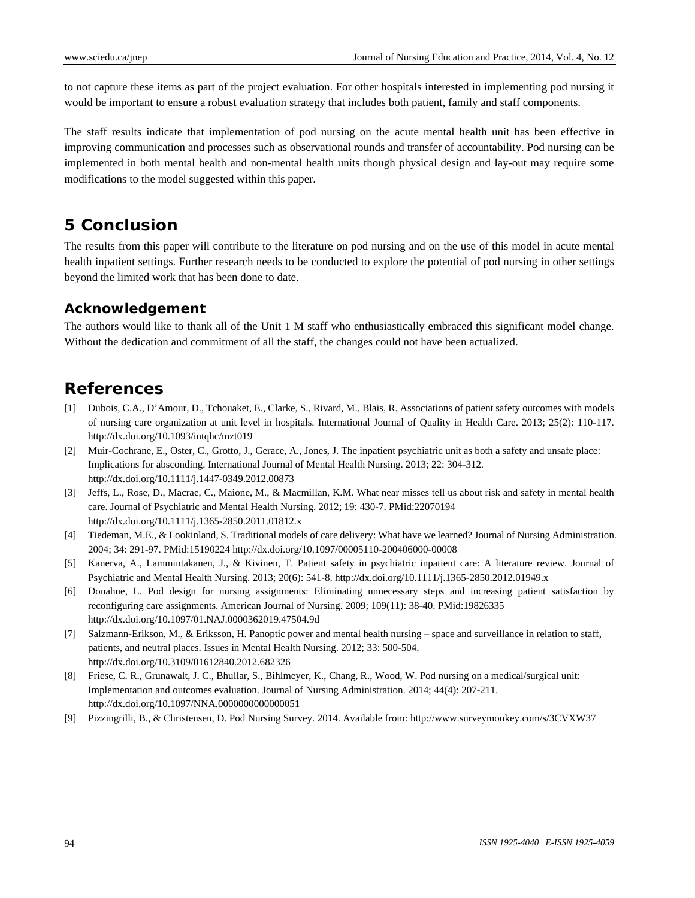to not capture these items as part of the project evaluation. For other hospitals interested in implementing pod nursing it would be important to ensure a robust evaluation strategy that includes both patient, family and staff components.

The staff results indicate that implementation of pod nursing on the acute mental health unit has been effective in improving communication and processes such as observational rounds and transfer of accountability. Pod nursing can be implemented in both mental health and non-mental health units though physical design and lay-out may require some modifications to the model suggested within this paper.

## 5 Conclusion

The results from this paper will contribute to the literature on pod nursing and on the use of this model in acute mental health inpatient settings. Further research needs to be conducted to explore the potential of pod nursing in other settings beyond the limited work that has been done to date.

### Acknowledgement

The authors would like to thank all of the Unit 1 M staff who enthusiastically embraced this significant model change. Without the dedication and commitment of all the staff, the changes could not have been actualized.

## References

[1] Dubois, C.A., D'Amour, D., Tchouaket, E., Clarke, S., Rivard, M., Blais, R. Associations of patient safety outcomes with models of nursing care organization at unit level in hospitals. International Journal of Quality in Health Care. 2013; 25(2): 110-117. http://dx.doi.org/10.1093/intqhc/mzt019

[2] Muir-Cochrane, E., Oster, C., Grotto, J., Gerace, A., Jones, J. The inpatient psychiatric unit as both a safety and unsafe place: Implications for absconding. International Journal of Mental Health Nursing. 2013; 22: 304-312. http://dx.doi.org/10.1111/j.1447-0349.2012.00873

[3] Jeffs, L., Rose, D., Macrae, C., Maione, M., & Macmillan, K.M. What near misses tell us about risk and safety in mental health care. Journal of Psychiatric and Mental Health Nursing. 2012; 19: 430-7. PMid:22070194 http://dx.doi.org/10.1111/j.1365-2850.2011.01812.x

[4] Tiedeman, M.E., & Lookinland, S. Traditional models of care delivery: What have we learned? Journal of Nursing Administration. 2004; 34: 291-97. PMid:15190224 http://dx.doi.org/10.1097/00005110-200406000-00008

[5] Kanerva, A., Lammintakanen, J., & Kivinen, T. Patient safety in psychiatric inpatient care: A literature review. Journal of Psychiatric and Mental Health Nursing. 2013; 20(6): 541-8. http://dx.doi.org/10.1111/j.1365-2850.2012.01949.x

[6] Donahue, L. Pod design for nursing assignments: Eliminating unnecessary steps and increasing patient satisfaction by reconfiguring care assignments. American Journal of Nursing. 2009; 109(11): 38-40. PMid:19826335 http://dx.doi.org/10.1097/01.NAJ.0000362019.47504.9d

[7] Salzmann-Erikson, M., & Eriksson, H. Panoptic power and mental health nursing – space and surveillance in relation to staff, patients, and neutral places. Issues in Mental Health Nursing. 2012; 33: 500-504. http://dx.doi.org/10.3109/01612840.2012.682326

[8] Friese, C. R., Grunawalt, J. C., Bhullar, S., Bihlmeyer, K., Chang, R., Wood, W. Pod nursing on a medical/surgical unit: Implementation and outcomes evaluation. Journal of Nursing Administration. 2014; 44(4): 207-211. http://dx.doi.org/10.1097/NNA.0000000000000051

[9] Pizzingrilli, B., & Christensen, D. Pod Nursing Survey. 2014. Available from: http://www.surveymonkey.com/s/3CVXW37